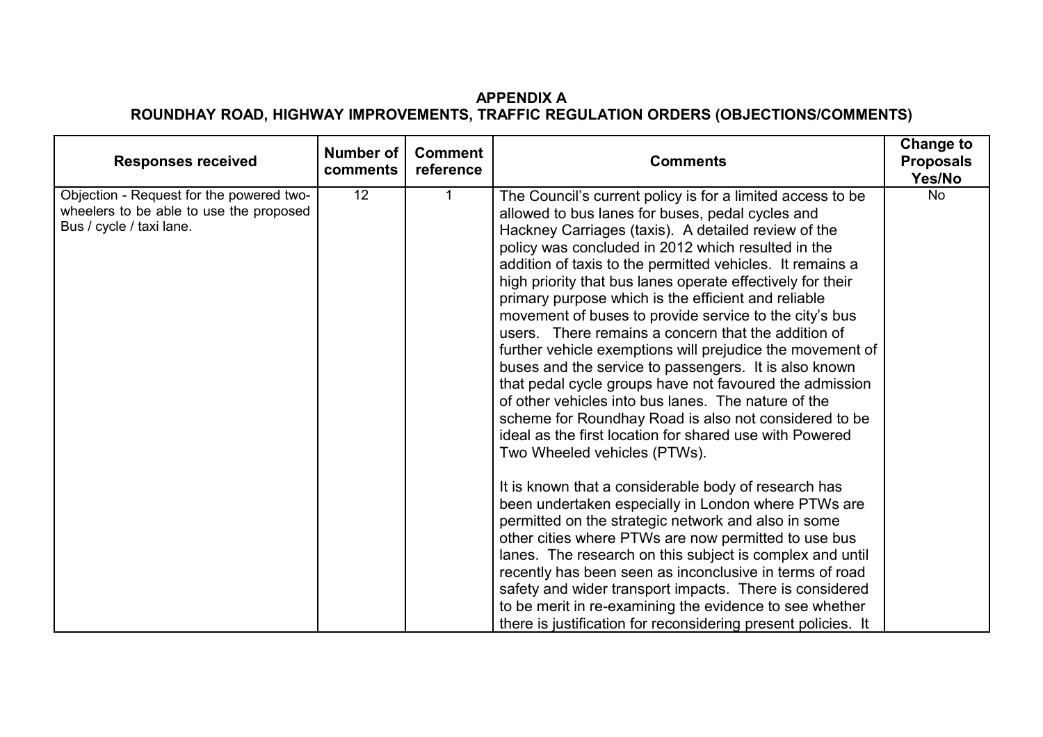**APPENDIX A**

**ROUNDHAY ROAD, HIGHWAY IMPROVEMENTS, TRAFFIC REGULATION ORDERS (OBJECTIONS/COMMENTS)**

| Responses received | Number of comments | Comment reference | Comments | Change to Proposals Yes/No |
|---|---|---|---|---|
| Objection - Request for the powered two-wheelers to be able to use the proposed Bus / cycle / taxi lane. | 12 | 1 | The Council's current policy is for a limited access to be allowed to bus lanes for buses, pedal cycles and Hackney Carriages (taxis). A detailed review of the policy was concluded in 2012 which resulted in the addition of taxis to the permitted vehicles. It remains a high priority that bus lanes operate effectively for their primary purpose which is the efficient and reliable movement of buses to provide service to the city's bus users. There remains a concern that the addition of further vehicle exemptions will prejudice the movement of buses and the service to passengers. It is also known that pedal cycle groups have not favoured the admission of other vehicles into bus lanes. The nature of the scheme for Roundhay Road is also not considered to be ideal as the first location for shared use with Powered Two Wheeled vehicles (PTWs).<br><br>It is known that a considerable body of research has been undertaken especially in London where PTWs are permitted on the strategic network and also in some other cities where PTWs are now permitted to use bus lanes. The research on this subject is complex and until recently has been seen as inconclusive in terms of road safety and wider transport impacts. There is considered to be merit in re-examining the evidence to see whether there is justification for reconsidering present policies. It | No |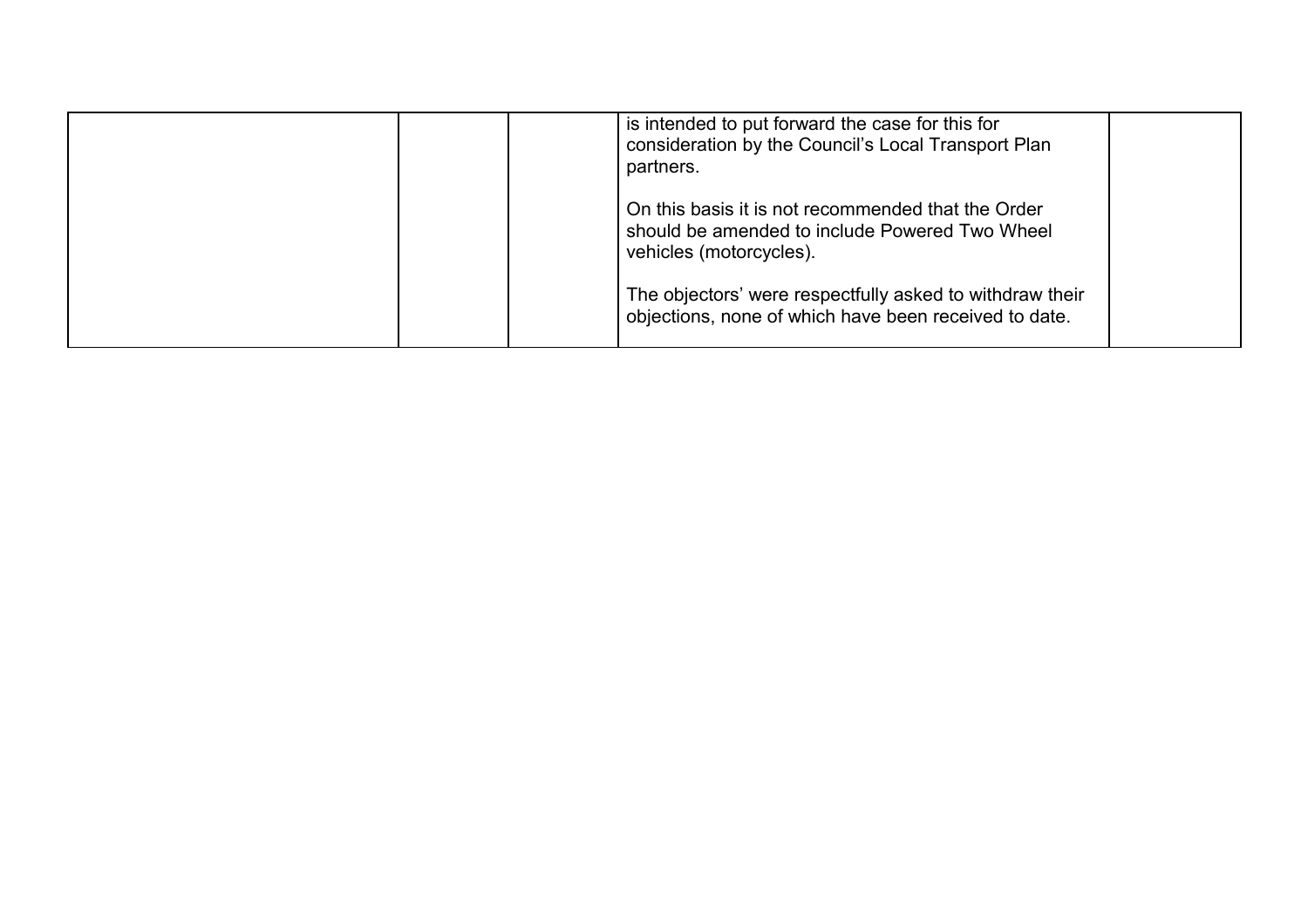| | | | | |
|---|---|---|---|---|
| | | | is intended to put forward the case for this for consideration by the Council's Local Transport Plan partners.<br><br>On this basis it is not recommended that the Order should be amended to include Powered Two Wheel vehicles (motorcycles).<br><br>The objectors' were respectfully asked to withdraw their objections, none of which have been received to date. | |